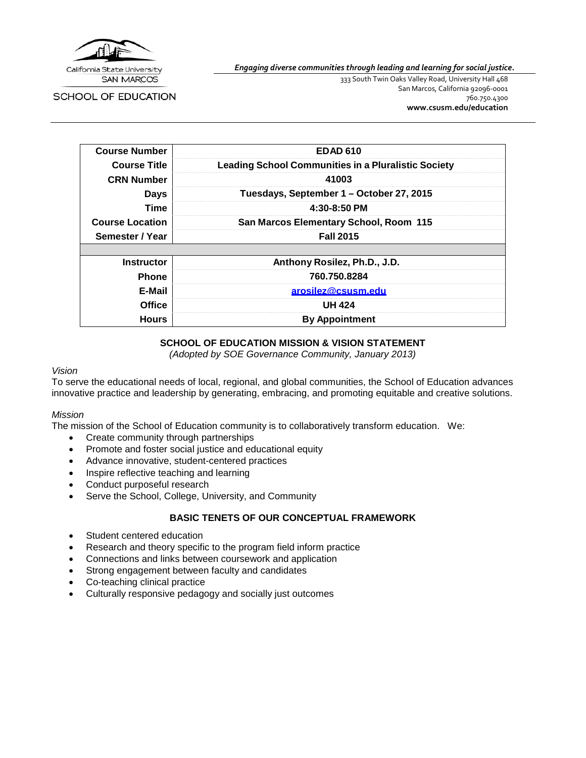California State University
SAN MARCOS

SCHOOL OF EDUCATION

*Engaging diverse communities through leading and learning for social justice.*

333 South Twin Oaks Valley Road, University Hall 468
San Marcos, California 92096-0001
760.750.4300
**www.csusm.edu/education**

| | |
|---|---|
| **Course Number** | **EDAD 610** |
| **Course Title** | **Leading School Communities in a Pluralistic Society** |
| **CRN Number** | **41003** |
| **Days** | **Tuesdays, September 1 – October 27, 2015** |
| **Time** | **4:30-8:50 PM** |
| **Course Location** | **San Marcos Elementary School, Room 115** |
| **Semester / Year** | **Fall 2015** |
| | |
| **Instructor** | **Anthony Rosilez, Ph.D., J.D.** |
| **Phone** | **760.750.8284** |
| **E-Mail** | **arosilez@csusm.edu** |
| **Office** | **UH 424** |
| **Hours** | **By Appointment** |

## SCHOOL OF EDUCATION MISSION & VISION STATEMENT

*(Adopted by SOE Governance Community, January 2013)*

*Vision*

To serve the educational needs of local, regional, and global communities, the School of Education advances innovative practice and leadership by generating, embracing, and promoting equitable and creative solutions.

*Mission*

The mission of the School of Education community is to collaboratively transform education. We:

- Create community through partnerships
- Promote and foster social justice and educational equity
- Advance innovative, student-centered practices
- Inspire reflective teaching and learning
- Conduct purposeful research
- Serve the School, College, University, and Community

## BASIC TENETS OF OUR CONCEPTUAL FRAMEWORK

- Student centered education
- Research and theory specific to the program field inform practice
- Connections and links between coursework and application
- Strong engagement between faculty and candidates
- Co-teaching clinical practice
- Culturally responsive pedagogy and socially just outcomes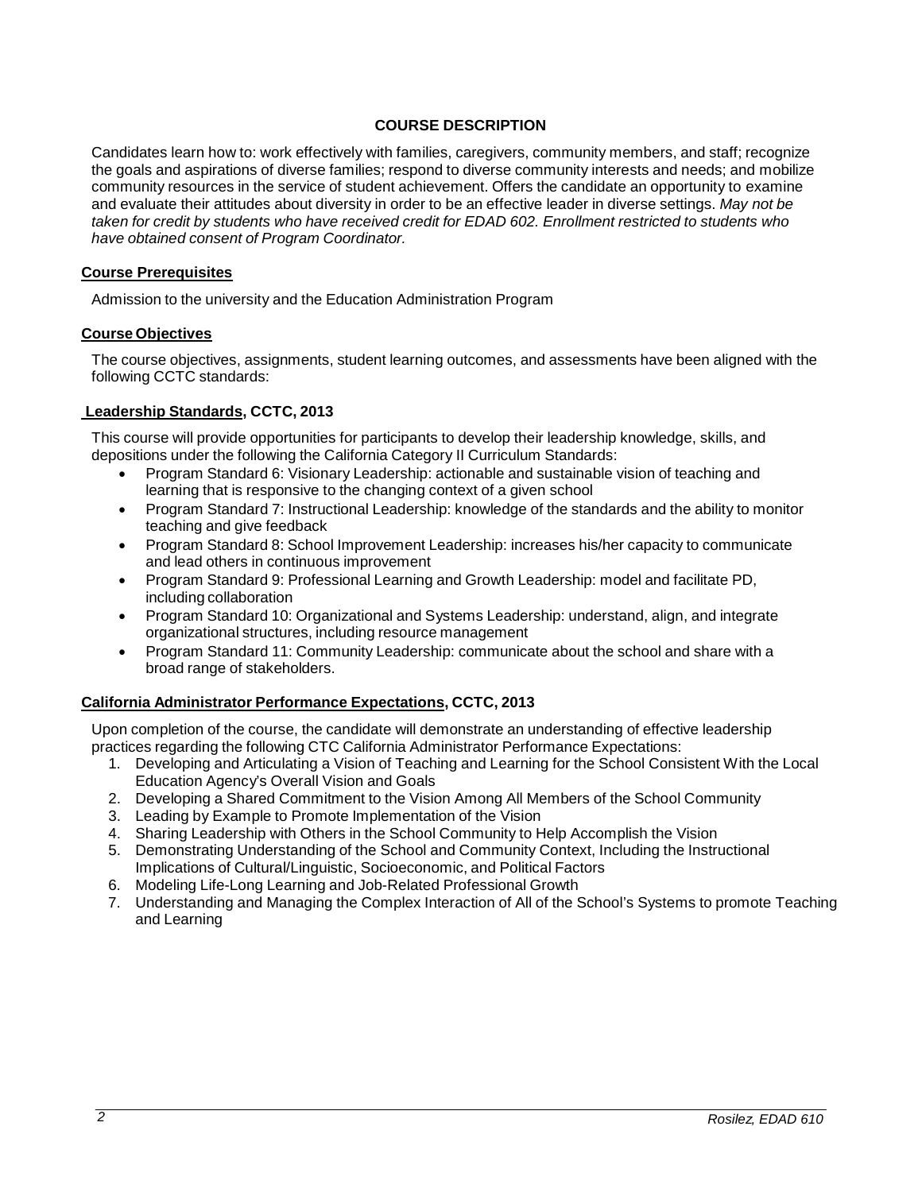## COURSE DESCRIPTION

Candidates learn how to: work effectively with families, caregivers, community members, and staff; recognize the goals and aspirations of diverse families; respond to diverse community interests and needs; and mobilize community resources in the service of student achievement. Offers the candidate an opportunity to examine and evaluate their attitudes about diversity in order to be an effective leader in diverse settings. *May not be taken for credit by students who have received credit for EDAD 602. Enrollment restricted to students who have obtained consent of Program Coordinator.*

### Course Prerequisites

Admission to the university and the Education Administration Program

### Course Objectives

The course objectives, assignments, student learning outcomes, and assessments have been aligned with the following CCTC standards:

### Leadership Standards, CCTC, 2013

This course will provide opportunities for participants to develop their leadership knowledge, skills, and depositions under the following the California Category II Curriculum Standards:

- Program Standard 6: Visionary Leadership: actionable and sustainable vision of teaching and learning that is responsive to the changing context of a given school
- Program Standard 7: Instructional Leadership: knowledge of the standards and the ability to monitor teaching and give feedback
- Program Standard 8: School Improvement Leadership: increases his/her capacity to communicate and lead others in continuous improvement
- Program Standard 9: Professional Learning and Growth Leadership: model and facilitate PD, including collaboration
- Program Standard 10: Organizational and Systems Leadership: understand, align, and integrate organizational structures, including resource management
- Program Standard 11: Community Leadership: communicate about the school and share with a broad range of stakeholders.

### California Administrator Performance Expectations, CCTC, 2013

Upon completion of the course, the candidate will demonstrate an understanding of effective leadership practices regarding the following CTC California Administrator Performance Expectations:

1. Developing and Articulating a Vision of Teaching and Learning for the School Consistent With the Local Education Agency's Overall Vision and Goals
2. Developing a Shared Commitment to the Vision Among All Members of the School Community
3. Leading by Example to Promote Implementation of the Vision
4. Sharing Leadership with Others in the School Community to Help Accomplish the Vision
5. Demonstrating Understanding of the School and Community Context, Including the Instructional Implications of Cultural/Linguistic, Socioeconomic, and Political Factors
6. Modeling Life-Long Learning and Job-Related Professional Growth
7. Understanding and Managing the Complex Interaction of All of the School's Systems to promote Teaching and Learning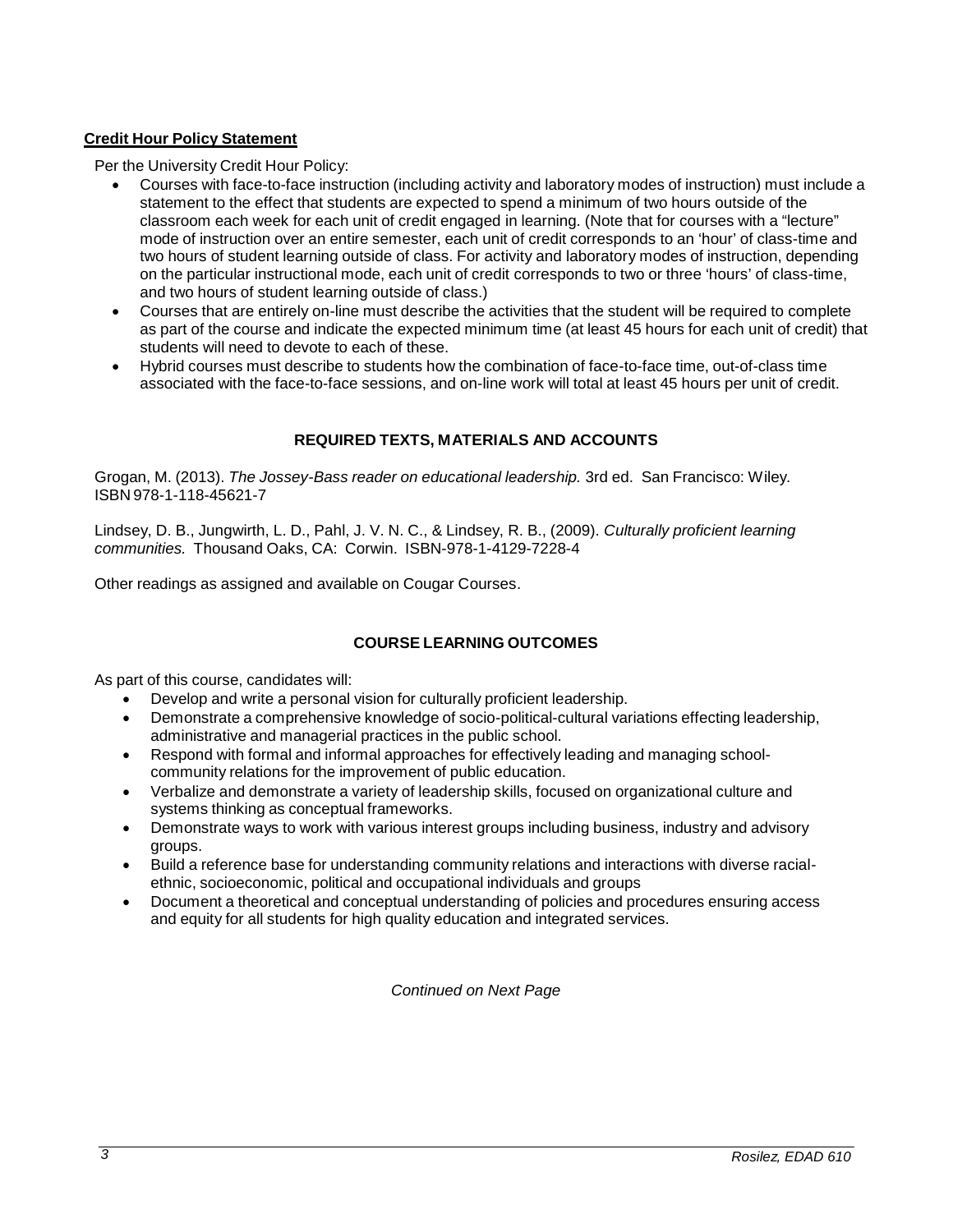**Credit Hour Policy Statement**

Per the University Credit Hour Policy:

- Courses with face-to-face instruction (including activity and laboratory modes of instruction) must include a statement to the effect that students are expected to spend a minimum of two hours outside of the classroom each week for each unit of credit engaged in learning. (Note that for courses with a "lecture" mode of instruction over an entire semester, each unit of credit corresponds to an 'hour' of class-time and two hours of student learning outside of class. For activity and laboratory modes of instruction, depending on the particular instructional mode, each unit of credit corresponds to two or three 'hours' of class-time, and two hours of student learning outside of class.)
- Courses that are entirely on-line must describe the activities that the student will be required to complete as part of the course and indicate the expected minimum time (at least 45 hours for each unit of credit) that students will need to devote to each of these.
- Hybrid courses must describe to students how the combination of face-to-face time, out-of-class time associated with the face-to-face sessions, and on-line work will total at least 45 hours per unit of credit.

## REQUIRED TEXTS, MATERIALS AND ACCOUNTS

Grogan, M. (2013). *The Jossey-Bass reader on educational leadership.* 3rd ed. San Francisco: Wiley. ISBN 978-1-118-45621-7

Lindsey, D. B., Jungwirth, L. D., Pahl, J. V. N. C., & Lindsey, R. B., (2009). *Culturally proficient learning communities.* Thousand Oaks, CA: Corwin. ISBN-978-1-4129-7228-4

Other readings as assigned and available on Cougar Courses.

## COURSE LEARNING OUTCOMES

As part of this course, candidates will:

- Develop and write a personal vision for culturally proficient leadership.
- Demonstrate a comprehensive knowledge of socio-political-cultural variations effecting leadership, administrative and managerial practices in the public school.
- Respond with formal and informal approaches for effectively leading and managing school-community relations for the improvement of public education.
- Verbalize and demonstrate a variety of leadership skills, focused on organizational culture and systems thinking as conceptual frameworks.
- Demonstrate ways to work with various interest groups including business, industry and advisory groups.
- Build a reference base for understanding community relations and interactions with diverse racial-ethnic, socioeconomic, political and occupational individuals and groups
- Document a theoretical and conceptual understanding of policies and procedures ensuring access and equity for all students for high quality education and integrated services.

*Continued on Next Page*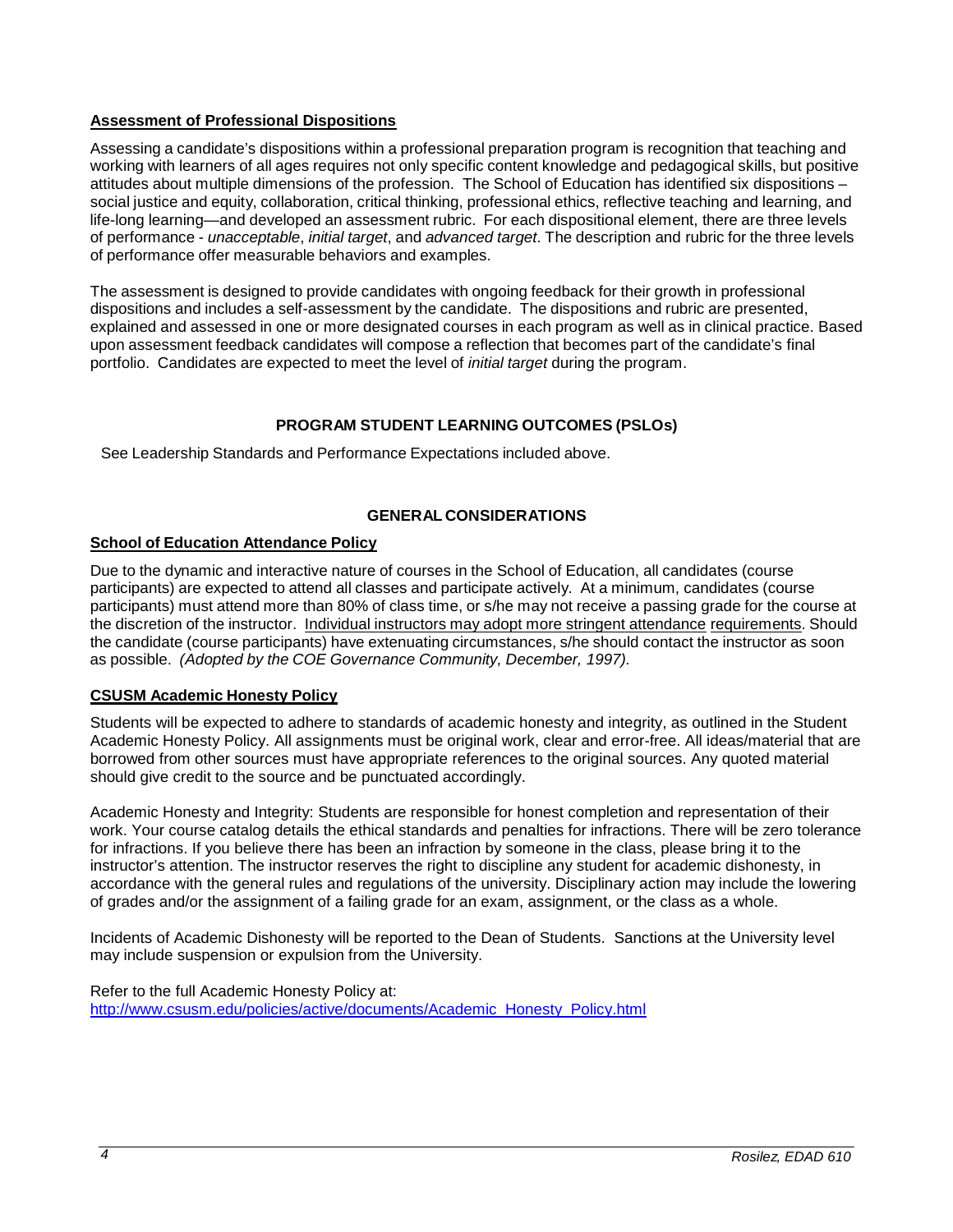**Assessment of Professional Dispositions**

Assessing a candidate's dispositions within a professional preparation program is recognition that teaching and working with learners of all ages requires not only specific content knowledge and pedagogical skills, but positive attitudes about multiple dimensions of the profession. The School of Education has identified six dispositions – social justice and equity, collaboration, critical thinking, professional ethics, reflective teaching and learning, and life-long learning—and developed an assessment rubric. For each dispositional element, there are three levels of performance - *unacceptable*, *initial target*, and *advanced target*. The description and rubric for the three levels of performance offer measurable behaviors and examples.

The assessment is designed to provide candidates with ongoing feedback for their growth in professional dispositions and includes a self-assessment by the candidate. The dispositions and rubric are presented, explained and assessed in one or more designated courses in each program as well as in clinical practice. Based upon assessment feedback candidates will compose a reflection that becomes part of the candidate's final portfolio. Candidates are expected to meet the level of *initial target* during the program.

## PROGRAM STUDENT LEARNING OUTCOMES (PSLOs)

See Leadership Standards and Performance Expectations included above.

## GENERAL CONSIDERATIONS

**School of Education Attendance Policy**

Due to the dynamic and interactive nature of courses in the School of Education, all candidates (course participants) are expected to attend all classes and participate actively. At a minimum, candidates (course participants) must attend more than 80% of class time, or s/he may not receive a passing grade for the course at the discretion of the instructor. Individual instructors may adopt more stringent attendance requirements. Should the candidate (course participants) have extenuating circumstances, s/he should contact the instructor as soon as possible. *(Adopted by the COE Governance Community, December, 1997).*

**CSUSM Academic Honesty Policy**

Students will be expected to adhere to standards of academic honesty and integrity, as outlined in the Student Academic Honesty Policy. All assignments must be original work, clear and error-free. All ideas/material that are borrowed from other sources must have appropriate references to the original sources. Any quoted material should give credit to the source and be punctuated accordingly.

Academic Honesty and Integrity: Students are responsible for honest completion and representation of their work. Your course catalog details the ethical standards and penalties for infractions. There will be zero tolerance for infractions. If you believe there has been an infraction by someone in the class, please bring it to the instructor's attention. The instructor reserves the right to discipline any student for academic dishonesty, in accordance with the general rules and regulations of the university. Disciplinary action may include the lowering of grades and/or the assignment of a failing grade for an exam, assignment, or the class as a whole.

Incidents of Academic Dishonesty will be reported to the Dean of Students. Sanctions at the University level may include suspension or expulsion from the University.

Refer to the full Academic Honesty Policy at:
http://www.csusm.edu/policies/active/documents/Academic_Honesty_Policy.html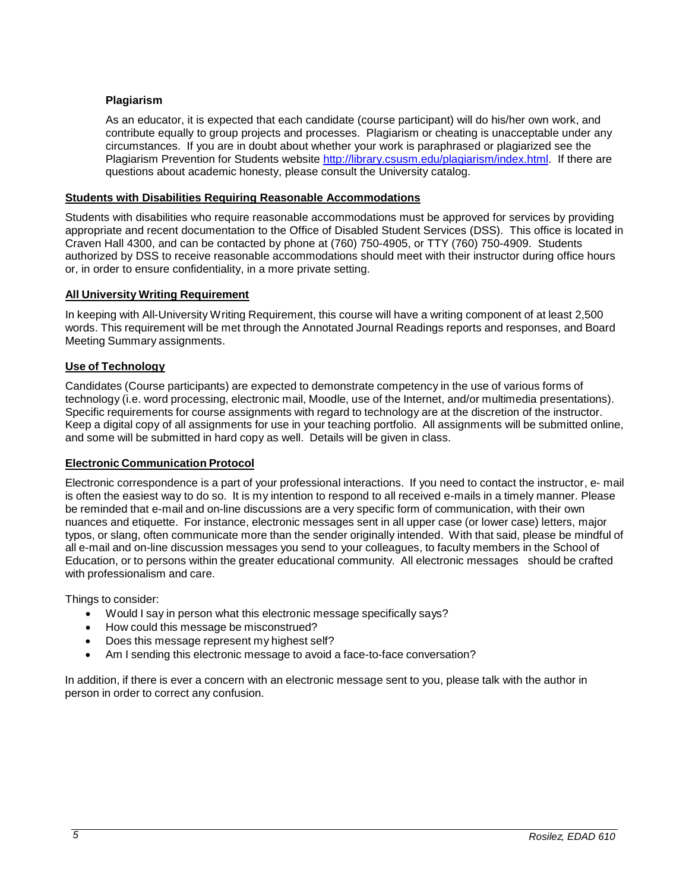### Plagiarism

As an educator, it is expected that each candidate (course participant) will do his/her own work, and contribute equally to group projects and processes. Plagiarism or cheating is unacceptable under any circumstances. If you are in doubt about whether your work is paraphrased or plagiarized see the Plagiarism Prevention for Students website http://library.csusm.edu/plagiarism/index.html. If there are questions about academic honesty, please consult the University catalog.

## Students with Disabilities Requiring Reasonable Accommodations

Students with disabilities who require reasonable accommodations must be approved for services by providing appropriate and recent documentation to the Office of Disabled Student Services (DSS). This office is located in Craven Hall 4300, and can be contacted by phone at (760) 750-4905, or TTY (760) 750-4909. Students authorized by DSS to receive reasonable accommodations should meet with their instructor during office hours or, in order to ensure confidentiality, in a more private setting.

## All University Writing Requirement

In keeping with All-University Writing Requirement, this course will have a writing component of at least 2,500 words. This requirement will be met through the Annotated Journal Readings reports and responses, and Board Meeting Summary assignments.

## Use of Technology

Candidates (Course participants) are expected to demonstrate competency in the use of various forms of technology (i.e. word processing, electronic mail, Moodle, use of the Internet, and/or multimedia presentations). Specific requirements for course assignments with regard to technology are at the discretion of the instructor. Keep a digital copy of all assignments for use in your teaching portfolio. All assignments will be submitted online, and some will be submitted in hard copy as well. Details will be given in class.

## Electronic Communication Protocol

Electronic correspondence is a part of your professional interactions. If you need to contact the instructor, e- mail is often the easiest way to do so. It is my intention to respond to all received e-mails in a timely manner. Please be reminded that e-mail and on-line discussions are a very specific form of communication, with their own nuances and etiquette. For instance, electronic messages sent in all upper case (or lower case) letters, major typos, or slang, often communicate more than the sender originally intended. With that said, please be mindful of all e-mail and on-line discussion messages you send to your colleagues, to faculty members in the School of Education, or to persons within the greater educational community. All electronic messages should be crafted with professionalism and care.

Things to consider:

- Would I say in person what this electronic message specifically says?
- How could this message be misconstrued?
- Does this message represent my highest self?
- Am I sending this electronic message to avoid a face-to-face conversation?

In addition, if there is ever a concern with an electronic message sent to you, please talk with the author in person in order to correct any confusion.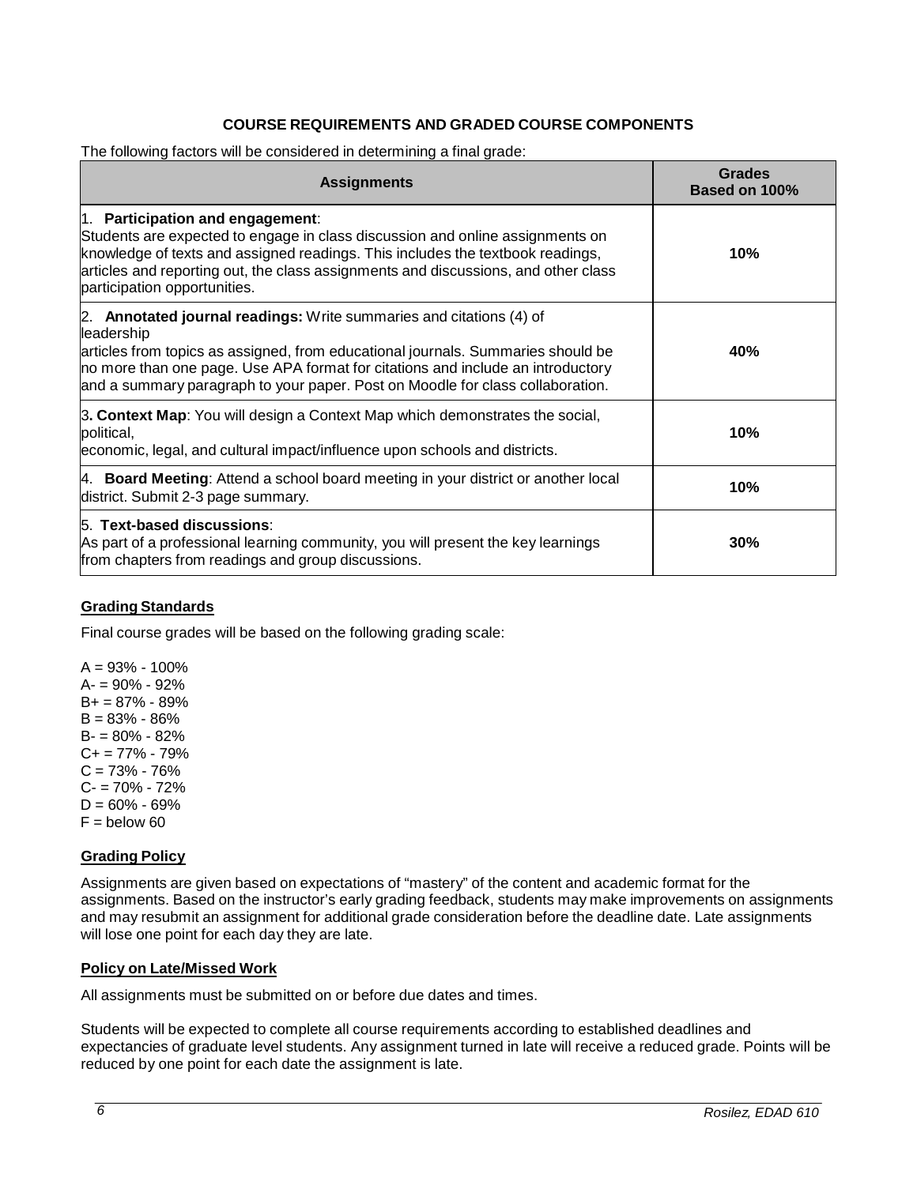## COURSE REQUIREMENTS AND GRADED COURSE COMPONENTS

The following factors will be considered in determining a final grade:

| Assignments | Grades Based on 100% |
|---|---|
| 1. **Participation and engagement**: Students are expected to engage in class discussion and online assignments on knowledge of texts and assigned readings. This includes the textbook readings, articles and reporting out, the class assignments and discussions, and other class participation opportunities. | **10%** |
| 2. **Annotated journal readings:** Write summaries and citations (4) of leadership articles from topics as assigned, from educational journals. Summaries should be no more than one page. Use APA format for citations and include an introductory and a summary paragraph to your paper. Post on Moodle for class collaboration. | **40%** |
| 3**. Context Map**: You will design a Context Map which demonstrates the social, political, economic, legal, and cultural impact/influence upon schools and districts. | **10%** |
| 4. **Board Meeting**: Attend a school board meeting in your district or another local district. Submit 2-3 page summary. | **10%** |
| 5. **Text-based discussions**: As part of a professional learning community, you will present the key learnings from chapters from readings and group discussions. | **30%** |

### Grading Standards

Final course grades will be based on the following grading scale:

A = 93% - 100%
A- = 90% - 92%
B+ = 87% - 89%
B = 83% - 86%
B- = 80% - 82%
C+ = 77% - 79%
C = 73% - 76%
C- = 70% - 72%
D = 60% - 69%
F = below 60

### Grading Policy

Assignments are given based on expectations of "mastery" of the content and academic format for the assignments. Based on the instructor's early grading feedback, students may make improvements on assignments and may resubmit an assignment for additional grade consideration before the deadline date. Late assignments will lose one point for each day they are late.

### Policy on Late/Missed Work

All assignments must be submitted on or before due dates and times.

Students will be expected to complete all course requirements according to established deadlines and expectancies of graduate level students. Any assignment turned in late will receive a reduced grade. Points will be reduced by one point for each date the assignment is late.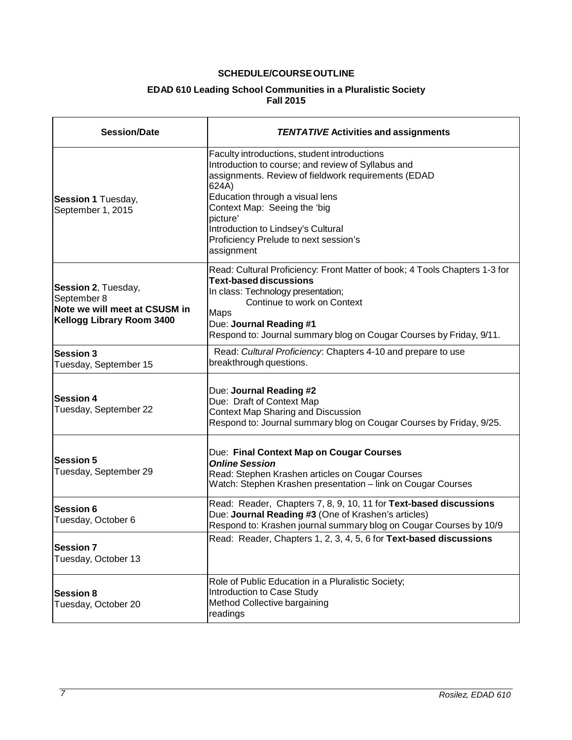## SCHEDULE/COURSE OUTLINE

### EDAD 610 Leading School Communities in a Pluralistic Society
### Fall 2015

| Session/Date | *TENTATIVE* Activities and assignments |
|---|---|
| **Session 1** Tuesday, September 1, 2015 | Faculty introductions, student introductions<br>Introduction to course; and review of Syllabus and assignments. Review of fieldwork requirements (EDAD 624A)<br>Education through a visual lens<br>Context Map: Seeing the 'big picture'<br>Introduction to Lindsey's Cultural Proficiency Prelude to next session's assignment |
| **Session 2**, Tuesday, September 8<br>**Note we will meet at CSUSM in Kellogg Library Room 3400** | Read: Cultural Proficiency: Front Matter of book; 4 Tools Chapters 1-3 for **Text-based discussions**<br>In class: Technology presentation;<br>Continue to work on Context Maps<br>Due: **Journal Reading #1**<br>Respond to: Journal summary blog on Cougar Courses by Friday, 9/11. |
| **Session 3**<br>Tuesday, September 15 | Read: *Cultural Proficiency*: Chapters 4-10 and prepare to use breakthrough questions. |
| **Session 4**<br>Tuesday, September 22 | Due: **Journal Reading #2**<br>Due: Draft of Context Map<br>Context Map Sharing and Discussion<br>Respond to: Journal summary blog on Cougar Courses by Friday, 9/25. |
| **Session 5**<br>Tuesday, September 29 | Due: **Final Context Map on Cougar Courses**<br>***Online Session***<br>Read: Stephen Krashen articles on Cougar Courses<br>Watch: Stephen Krashen presentation – link on Cougar Courses |
| **Session 6**<br>Tuesday, October 6 | Read: Reader, Chapters 7, 8, 9, 10, 11 for **Text-based discussions**<br>Due: **Journal Reading #3** (One of Krashen's articles)<br>Respond to: Krashen journal summary blog on Cougar Courses by 10/9 |
| **Session 7**<br>Tuesday, October 13 | Read: Reader, Chapters 1, 2, 3, 4, 5, 6 for **Text-based discussions** |
| **Session 8**<br>Tuesday, October 20 | Role of Public Education in a Pluralistic Society;<br>Introduction to Case Study<br>Method Collective bargaining<br>readings |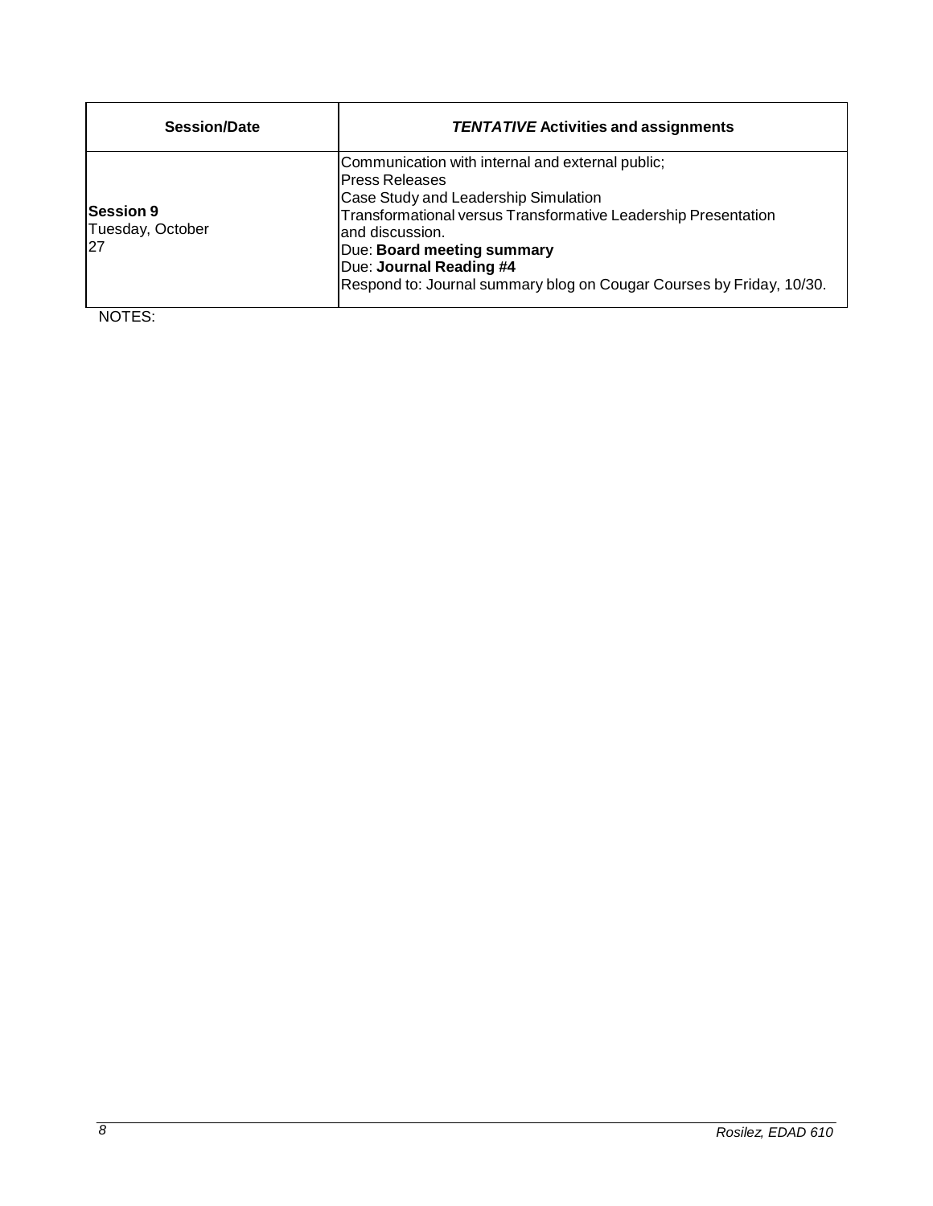| Session/Date | *TENTATIVE* Activities and assignments |
|---|---|
| **Session 9** Tuesday, October 27 | Communication with internal and external public; Press Releases Case Study and Leadership Simulation Transformational versus Transformative Leadership Presentation and discussion. Due: **Board meeting summary** Due: **Journal Reading #4** Respond to: Journal summary blog on Cougar Courses by Friday, 10/30. |

NOTES: